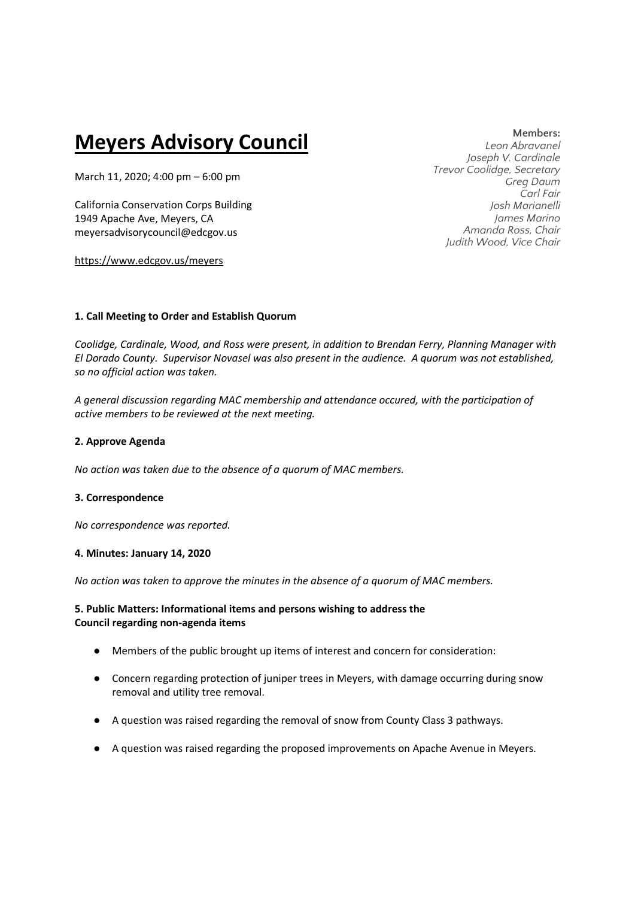# Meyers Advisory Council

March 11, 2020; 4:00 pm – 6:00 pm

California Conservation Corps Building
1949 Apache Ave, Meyers, CA
meyersadvisorycouncil@edcgov.us

https://www.edcgov.us/meyers

**Members:**
*Leon Abravanel*
*Joseph V. Cardinale*
*Trevor Coolidge, Secretary*
*Greg Daum*
*Carl Fair*
*Josh Marianelli*
*James Marino*
*Amanda Ross, Chair*
*Judith Wood, Vice Chair*

### 1. Call Meeting to Order and Establish Quorum

*Coolidge, Cardinale, Wood, and Ross were present, in addition to Brendan Ferry, Planning Manager with El Dorado County. Supervisor Novasel was also present in the audience. A quorum was not established, so no official action was taken.*

*A general discussion regarding MAC membership and attendance occured, with the participation of active members to be reviewed at the next meeting.*

### 2. Approve Agenda

*No action was taken due to the absence of a quorum of MAC members.*

### 3. Correspondence

*No correspondence was reported.*

### 4. Minutes: January 14, 2020

*No action was taken to approve the minutes in the absence of a quorum of MAC members.*

### 5. Public Matters: Informational items and persons wishing to address the Council regarding non-agenda items

- Members of the public brought up items of interest and concern for consideration:
- Concern regarding protection of juniper trees in Meyers, with damage occurring during snow removal and utility tree removal.
- A question was raised regarding the removal of snow from County Class 3 pathways.
- A question was raised regarding the proposed improvements on Apache Avenue in Meyers.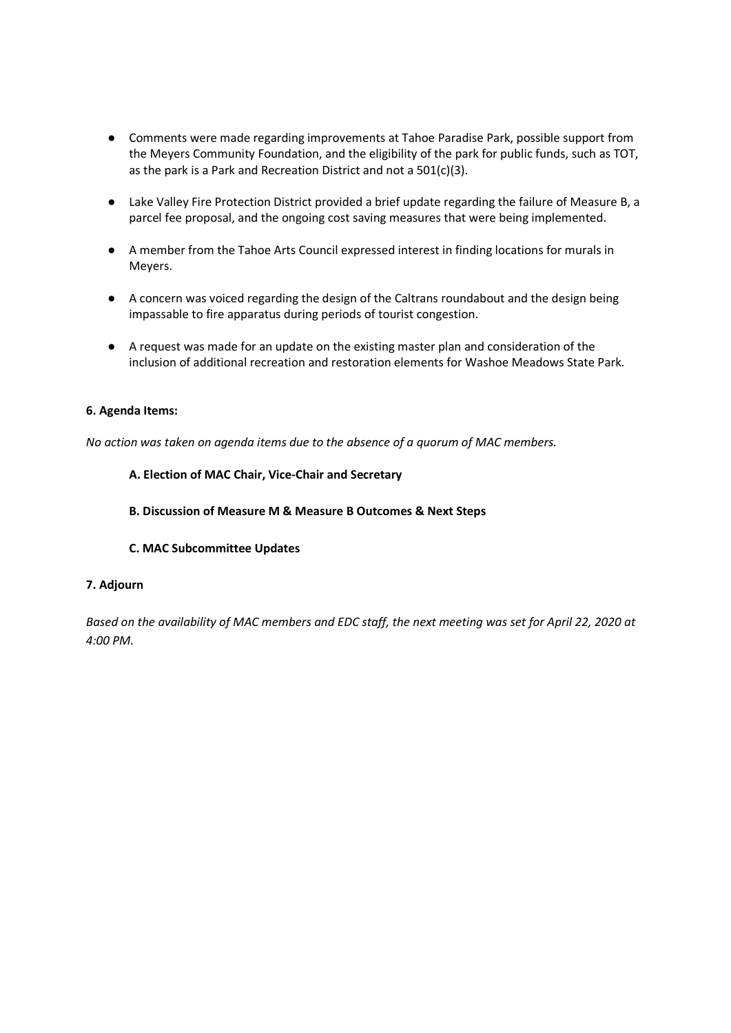- Comments were made regarding improvements at Tahoe Paradise Park, possible support from the Meyers Community Foundation, and the eligibility of the park for public funds, such as TOT, as the park is a Park and Recreation District and not a 501(c)(3).

- Lake Valley Fire Protection District provided a brief update regarding the failure of Measure B, a parcel fee proposal, and the ongoing cost saving measures that were being implemented.

- A member from the Tahoe Arts Council expressed interest in finding locations for murals in Meyers.

- A concern was voiced regarding the design of the Caltrans roundabout and the design being impassable to fire apparatus during periods of tourist congestion.

- A request was made for an update on the existing master plan and consideration of the inclusion of additional recreation and restoration elements for Washoe Meadows State Park.

**6. Agenda Items:**

*No action was taken on agenda items due to the absence of a quorum of MAC members.*

**A. Election of MAC Chair, Vice-Chair and Secretary**

**B. Discussion of Measure M & Measure B Outcomes & Next Steps**

**C. MAC Subcommittee Updates**

**7. Adjourn**

*Based on the availability of MAC members and EDC staff, the next meeting was set for April 22, 2020 at 4:00 PM.*